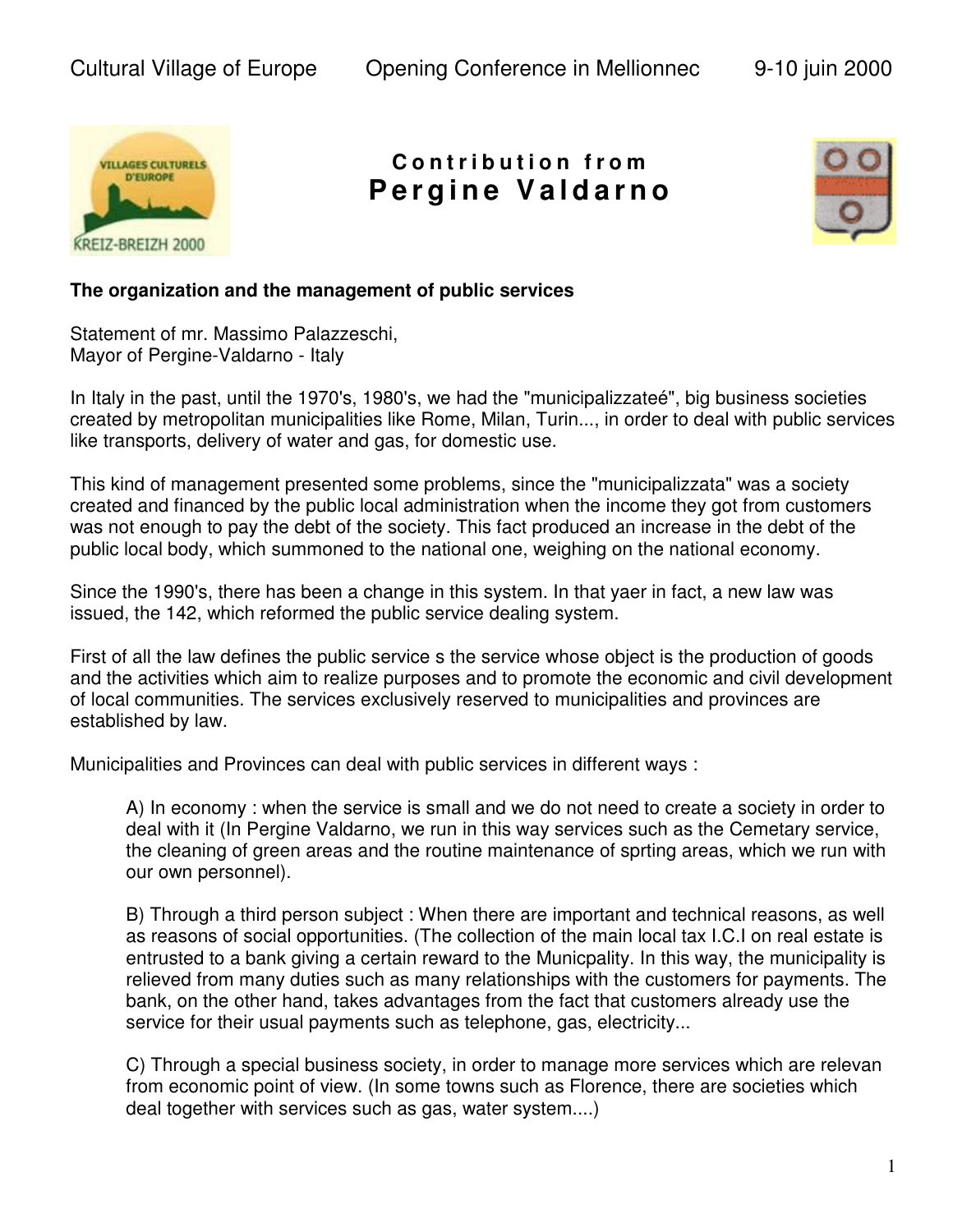# Contribution from Pergine Valdarno

## The organization and the management of public services

Statement of mr. Massimo Palazzeschi,
Mayor of Pergine-Valdarno - Italy

In Italy in the past, until the 1970's, 1980's, we had the "municipalizzateé", big business societies created by metropolitan municipalities like Rome, Milan, Turin..., in order to deal with public services like transports, delivery of water and gas, for domestic use.

This kind of management presented some problems, since the "municipalizzata" was a society created and financed by the public local administration when the income they got from customers was not enough to pay the debt of the society. This fact produced an increase in the debt of the public local body, which summoned to the national one, weighing on the national economy.

Since the 1990's, there has been a change in this system. In that yaer in fact, a new law was issued, the 142, which reformed the public service dealing system.

First of all the law defines the public service s the service whose object is the production of goods and the activities which aim to realize purposes and to promote the economic and civil development of local communities. The services exclusively reserved to municipalities and provinces are established by law.

Municipalities and Provinces can deal with public services in different ways :

A) In economy : when the service is small and we do not need to create a society in order to deal with it (In Pergine Valdarno, we run in this way services such as the Cemetary service, the cleaning of green areas and the routine maintenance of sprting areas, which we run with our own personnel).

B) Through a third person subject : When there are important and technical reasons, as well as reasons of social opportunities. (The collection of the main local tax I.C.I on real estate is entrusted to a bank giving a certain reward to the Municpality. In this way, the municipality is relieved from many duties such as many relationships with the customers for payments. The bank, on the other hand, takes advantages from the fact that customers already use the service for their usual payments such as telephone, gas, electricity...

C) Through a special business society, in order to manage more services which are relevan from economic point of view. (In some towns such as Florence, there are societies which deal together with services such as gas, water system....)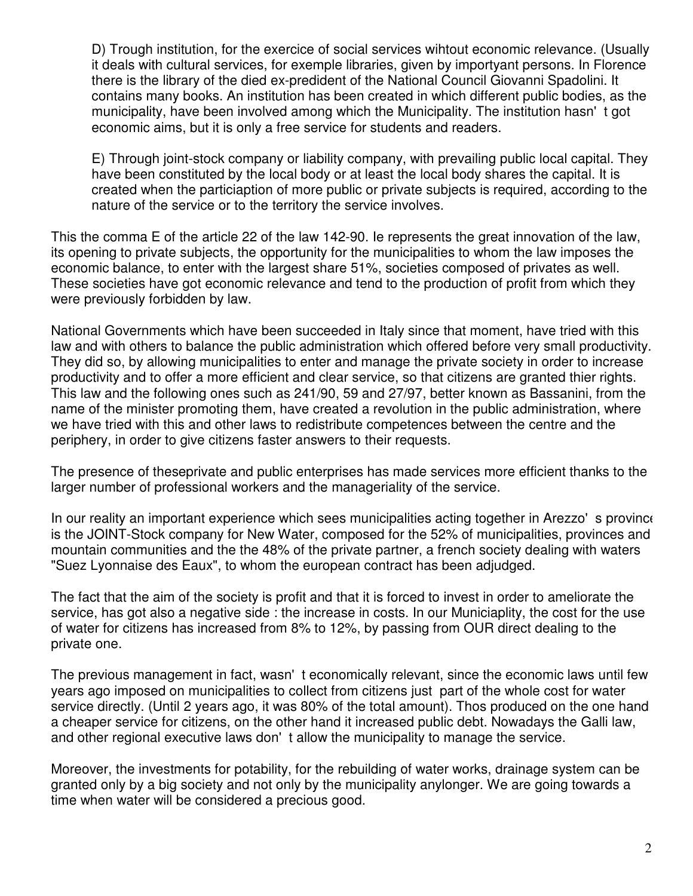D) Trough institution, for the exercice of social services wihtout economic relevance. (Usually it deals with cultural services, for exemple libraries, given by importyant persons. In Florence there is the library of the died ex-predident of the National Council Giovanni Spadolini. It contains many books. An institution has been created in which different public bodies, as the municipality, have been involved among which the Municipality. The institution hasn' t got economic aims, but it is only a free service for students and readers.

E) Through joint-stock company or liability company, with prevailing public local capital. They have been constituted by the local body or at least the local body shares the capital. It is created when the particiaption of more public or private subjects is required, according to the nature of the service or to the territory the service involves.

This the comma E of the article 22 of the law 142-90. Ie represents the great innovation of the law, its opening to private subjects, the opportunity for the municipalities to whom the law imposes the economic balance, to enter with the largest share 51%, societies composed of privates as well. These societies have got economic relevance and tend to the production of profit from which they were previously forbidden by law.

National Governments which have been succeeded in Italy since that moment, have tried with this law and with others to balance the public administration which offered before very small productivity. They did so, by allowing municipalities to enter and manage the private society in order to increase productivity and to offer a more efficient and clear service, so that citizens are granted thier rights. This law and the following ones such as 241/90, 59 and 27/97, better known as Bassanini, from the name of the minister promoting them, have created a revolution in the public administration, where we have tried with this and other laws to redistribute competences between the centre and the periphery, in order to give citizens faster answers to their requests.

The presence of theseprivate and public enterprises has made services more efficient thanks to the larger number of professional workers and the manageriality of the service.

In our reality an important experience which sees municipalities acting together in Arezzo' s province is the JOINT-Stock company for New Water, composed for the 52% of municipalities, provinces and mountain communities and the the 48% of the private partner, a french society dealing with waters "Suez Lyonnaise des Eaux", to whom the european contract has been adjudged.

The fact that the aim of the society is profit and that it is forced to invest in order to ameliorate the service, has got also a negative side : the increase in costs. In our Municiaplity, the cost for the use of water for citizens has increased from 8% to 12%, by passing from OUR direct dealing to the private one.

The previous management in fact, wasn' t economically relevant, since the economic laws until few years ago imposed on municipalities to collect from citizens just part of the whole cost for water service directly. (Until 2 years ago, it was 80% of the total amount). Thos produced on the one hand a cheaper service for citizens, on the other hand it increased public debt. Nowadays the Galli law, and other regional executive laws don' t allow the municipality to manage the service.

Moreover, the investments for potability, for the rebuilding of water works, drainage system can be granted only by a big society and not only by the municipality anylonger. We are going towards a time when water will be considered a precious good.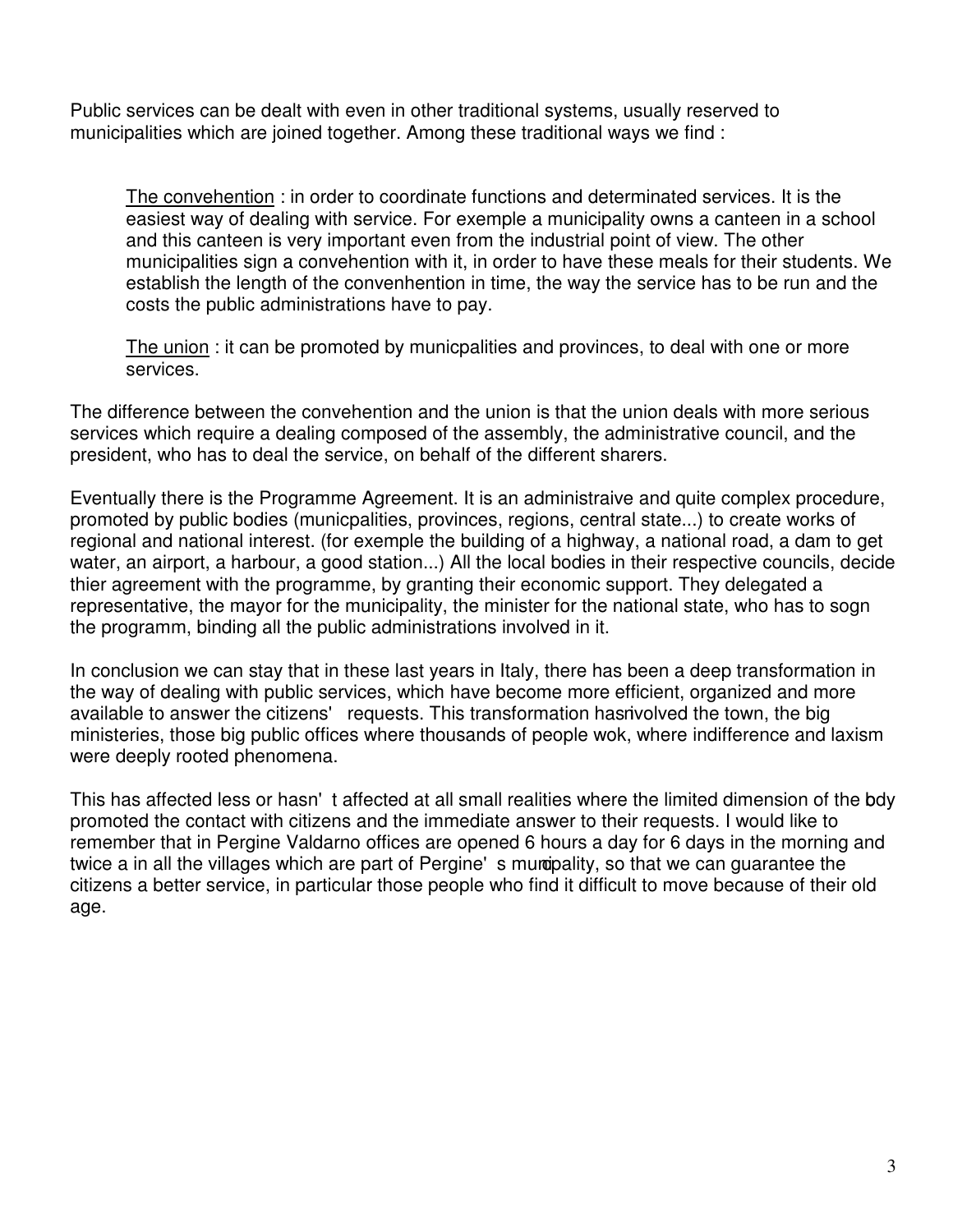Public services can be dealt with even in other traditional systems, usually reserved to municipalities which are joined together. Among these traditional ways we find :

<u>The convehention</u> : in order to coordinate functions and determinated services. It is the easiest way of dealing with service. For exemple a municipality owns a canteen in a school and this canteen is very important even from the industrial point of view. The other municipalities sign a convehention with it, in order to have these meals for their students. We establish the length of the convenhention in time, the way the service has to be run and the costs the public administrations have to pay.

<u>The union</u> : it can be promoted by municpalities and provinces, to deal with one or more services.

The difference between the convehention and the union is that the union deals with more serious services which require a dealing composed of the assembly, the administrative council, and the president, who has to deal the service, on behalf of the different sharers.

Eventually there is the Programme Agreement. It is an administraive and quite complex procedure, promoted by public bodies (municpalities, provinces, regions, central state...) to create works of regional and national interest. (for exemple the building of a highway, a national road, a dam to get water, an airport, a harbour, a good station...) All the local bodies in their respective councils, decide thier agreement with the programme, by granting their economic support. They delegated a representative, the mayor for the municipality, the minister for the national state, who has to sogn the programm, binding all the public administrations involved in it.

In conclusion we can stay that in these last years in Italy, there has been a deep transformation in the way of dealing with public services, which have become more efficient, organized and more available to answer the citizens' requests. This transformation hasrivolved the town, the big ministeries, those big public offices where thousands of people wok, where indifference and laxism were deeply rooted phenomena.

This has affected less or hasn't affected at all small realities where the limited dimension of the body promoted the contact with citizens and the immediate answer to their requests. I would like to remember that in Pergine Valdarno offices are opened 6 hours a day for 6 days in the morning and twice a in all the villages which are part of Pergine's municipality, so that we can guarantee the citizens a better service, in particular those people who find it difficult to move because of their old age.